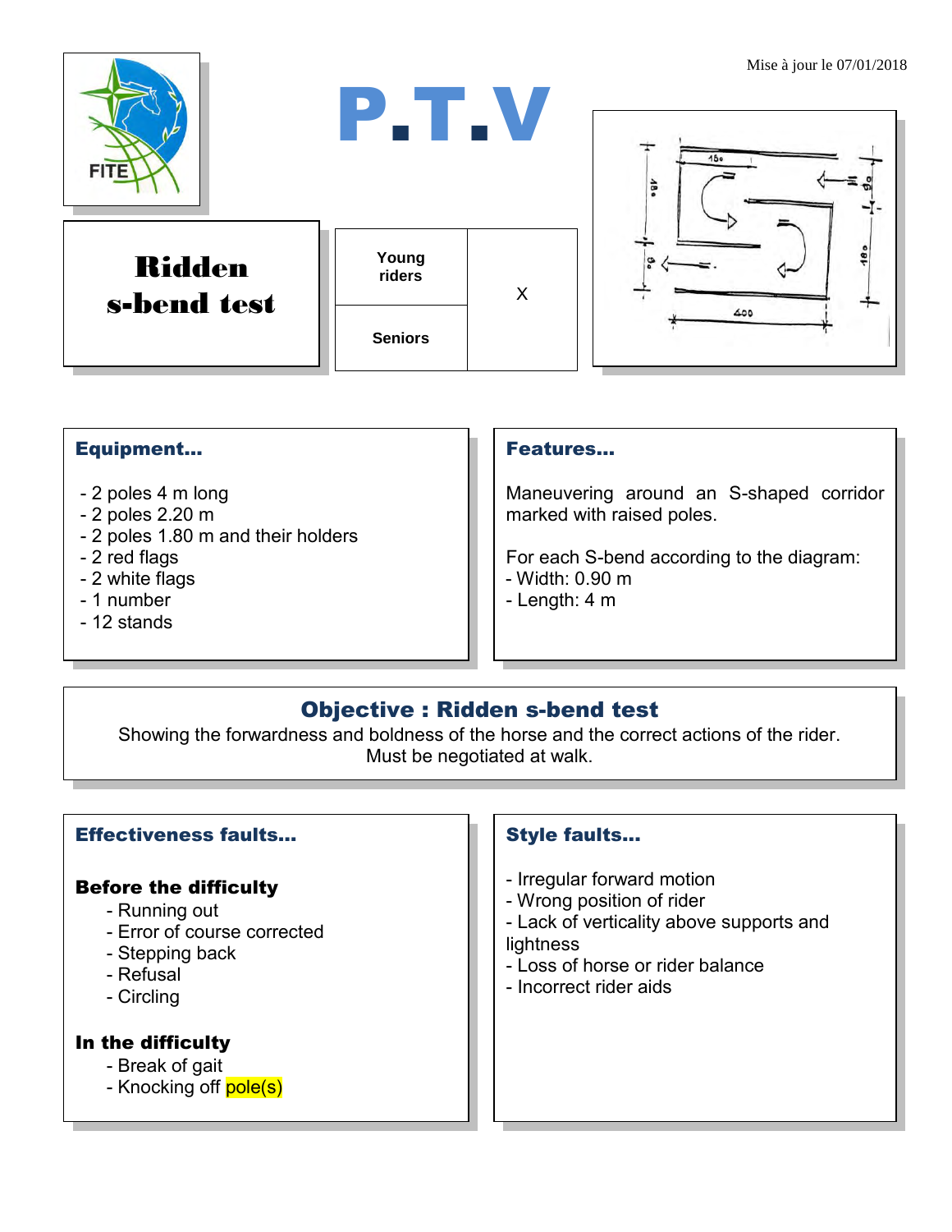Mise à jour le 07/01/2018

# P.T.V

## Ridden s-bend test

| Young riders | X |
|---|---|
| Seniors | |

### Equipment…

- 2 poles 4 m long
- 2 poles 2.20 m
- 2 poles 1.80 m and their holders
- 2 red flags
- 2 white flags
- 1 number
- 12 stands

### Features…

Maneuvering around an S-shaped corridor marked with raised poles.

For each S-bend according to the diagram:
- Width: 0.90 m
- Length: 4 m

### Objective : Ridden s-bend test

Showing the forwardness and boldness of the horse and the correct actions of the rider.
Must be negotiated at walk.

### Effectiveness faults…

**Before the difficulty**

- Running out
- Error of course corrected
- Stepping back
- Refusal
- Circling

**In the difficulty**

- Break of gait
- Knocking off pole(s)

### Style faults…

- Irregular forward motion
- Wrong position of rider
- Lack of verticality above supports and lightness
- Loss of horse or rider balance
- Incorrect rider aids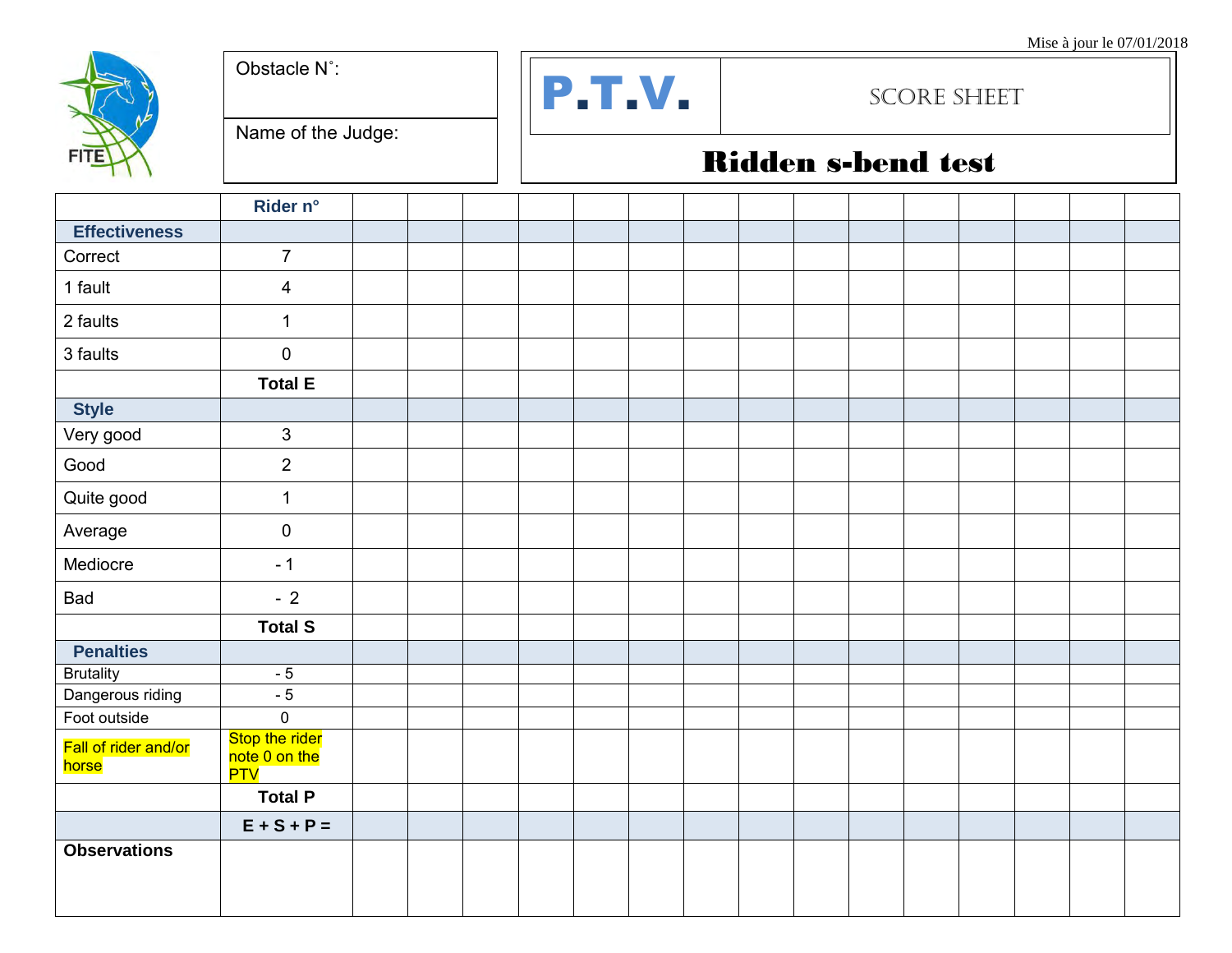Mise à jour le 07/01/2018

FITE

| Obstacle N°: |
|---|
| Name of the Judge: |

**P.T.V.** SCORE SHEET

# Ridden s-bend test

| | Rider n° | | | | | | | | | | | | | | | |
|---|---|---|---|---|---|---|---|---|---|---|---|---|---|---|---|---|
| **Effectiveness** | | | | | | | | | | | | | | | | |
| Correct | 7 | | | | | | | | | | | | | | | |
| 1 fault | 4 | | | | | | | | | | | | | | | |
| 2 faults | 1 | | | | | | | | | | | | | | | |
| 3 faults | 0 | | | | | | | | | | | | | | | |
| | **Total E** | | | | | | | | | | | | | | | |
| **Style** | | | | | | | | | | | | | | | | |
| Very good | 3 | | | | | | | | | | | | | | | |
| Good | 2 | | | | | | | | | | | | | | | |
| Quite good | 1 | | | | | | | | | | | | | | | |
| Average | 0 | | | | | | | | | | | | | | | |
| Mediocre | - 1 | | | | | | | | | | | | | | | |
| Bad | - 2 | | | | | | | | | | | | | | | |
| | **Total S** | | | | | | | | | | | | | | | |
| **Penalties** | | | | | | | | | | | | | | | | |
| Brutality | - 5 | | | | | | | | | | | | | | | |
| Dangerous riding | - 5 | | | | | | | | | | | | | | | |
| Foot outside | 0 | | | | | | | | | | | | | | | |
| Fall of rider and/or horse | Stop the rider note 0 on the PTV | | | | | | | | | | | | | | | |
| | **Total P** | | | | | | | | | | | | | | | |
| | **E + S + P =** | | | | | | | | | | | | | | | |
| **Observations** | | | | | | | | | | | | | | | | |